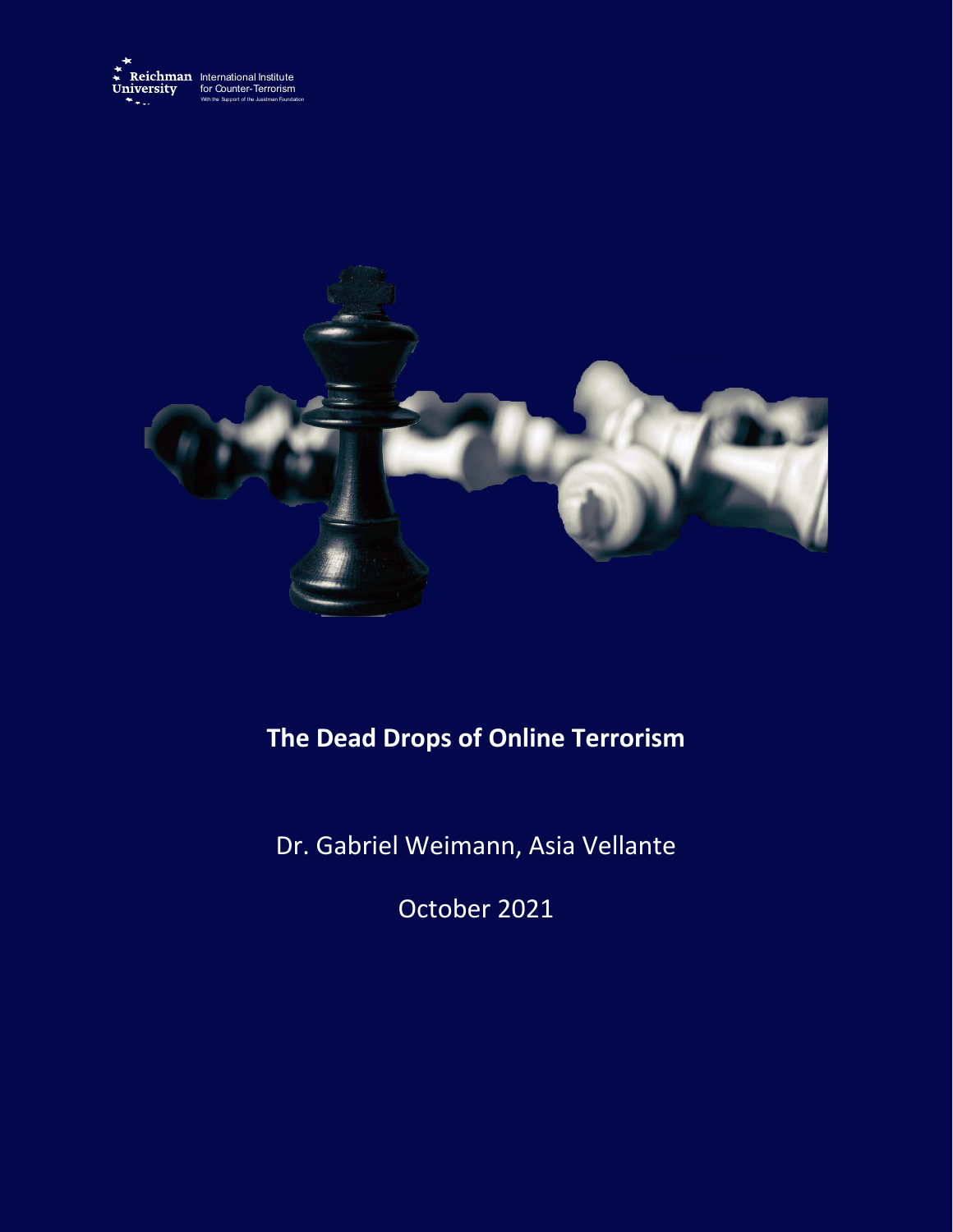Reichman University International Institute for Counter-Terrorism

With the Support of the Jusidman Foundation

# The Dead Drops of Online Terrorism

Dr. Gabriel Weimann, Asia Vellante

October 2021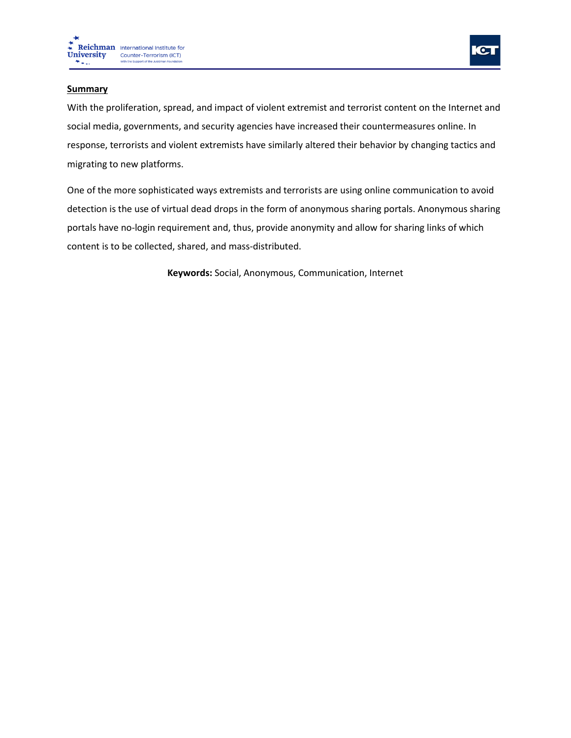**Summary**

With the proliferation, spread, and impact of violent extremist and terrorist content on the Internet and social media, governments, and security agencies have increased their countermeasures online. In response, terrorists and violent extremists have similarly altered their behavior by changing tactics and migrating to new platforms.

One of the more sophisticated ways extremists and terrorists are using online communication to avoid detection is the use of virtual dead drops in the form of anonymous sharing portals. Anonymous sharing portals have no-login requirement and, thus, provide anonymity and allow for sharing links of which content is to be collected, shared, and mass-distributed.

**Keywords:** Social, Anonymous, Communication, Internet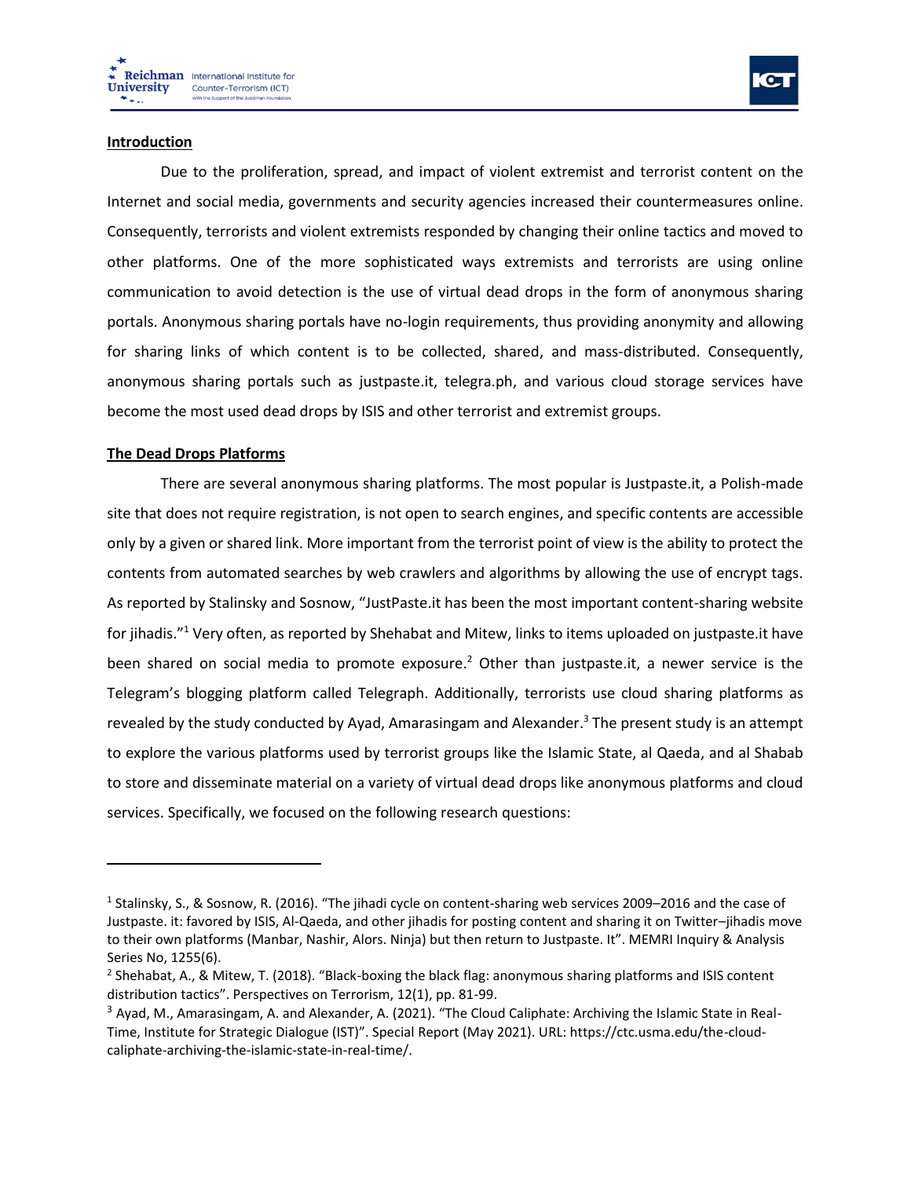## Introduction

Due to the proliferation, spread, and impact of violent extremist and terrorist content on the Internet and social media, governments and security agencies increased their countermeasures online. Consequently, terrorists and violent extremists responded by changing their online tactics and moved to other platforms. One of the more sophisticated ways extremists and terrorists are using online communication to avoid detection is the use of virtual dead drops in the form of anonymous sharing portals. Anonymous sharing portals have no-login requirements, thus providing anonymity and allowing for sharing links of which content is to be collected, shared, and mass-distributed. Consequently, anonymous sharing portals such as justpaste.it, telegra.ph, and various cloud storage services have become the most used dead drops by ISIS and other terrorist and extremist groups.

## The Dead Drops Platforms

There are several anonymous sharing platforms. The most popular is Justpaste.it, a Polish-made site that does not require registration, is not open to search engines, and specific contents are accessible only by a given or shared link. More important from the terrorist point of view is the ability to protect the contents from automated searches by web crawlers and algorithms by allowing the use of encrypt tags. As reported by Stalinsky and Sosnow, "JustPaste.it has been the most important content-sharing website for jihadis."[1] Very often, as reported by Shehabat and Mitew, links to items uploaded on justpaste.it have been shared on social media to promote exposure.[2] Other than justpaste.it, a newer service is the Telegram's blogging platform called Telegraph. Additionally, terrorists use cloud sharing platforms as revealed by the study conducted by Ayad, Amarasingam and Alexander.[3] The present study is an attempt to explore the various platforms used by terrorist groups like the Islamic State, al Qaeda, and al Shabab to store and disseminate material on a variety of virtual dead drops like anonymous platforms and cloud services. Specifically, we focused on the following research questions:

---

[1] Stalinsky, S., & Sosnow, R. (2016). "The jihadi cycle on content-sharing web services 2009–2016 and the case of Justpaste. it: favored by ISIS, Al-Qaeda, and other jihadis for posting content and sharing it on Twitter–jihadis move to their own platforms (Manbar, Nashir, Alors. Ninja) but then return to Justpaste. It". MEMRI Inquiry & Analysis Series No, 1255(6).

[2] Shehabat, A., & Mitew, T. (2018). "Black-boxing the black flag: anonymous sharing platforms and ISIS content distribution tactics". Perspectives on Terrorism, 12(1), pp. 81-99.

[3] Ayad, M., Amarasingam, A. and Alexander, A. (2021). "The Cloud Caliphate: Archiving the Islamic State in Real-Time, Institute for Strategic Dialogue (IST)". Special Report (May 2021). URL: https://ctc.usma.edu/the-cloud-caliphate-archiving-the-islamic-state-in-real-time/.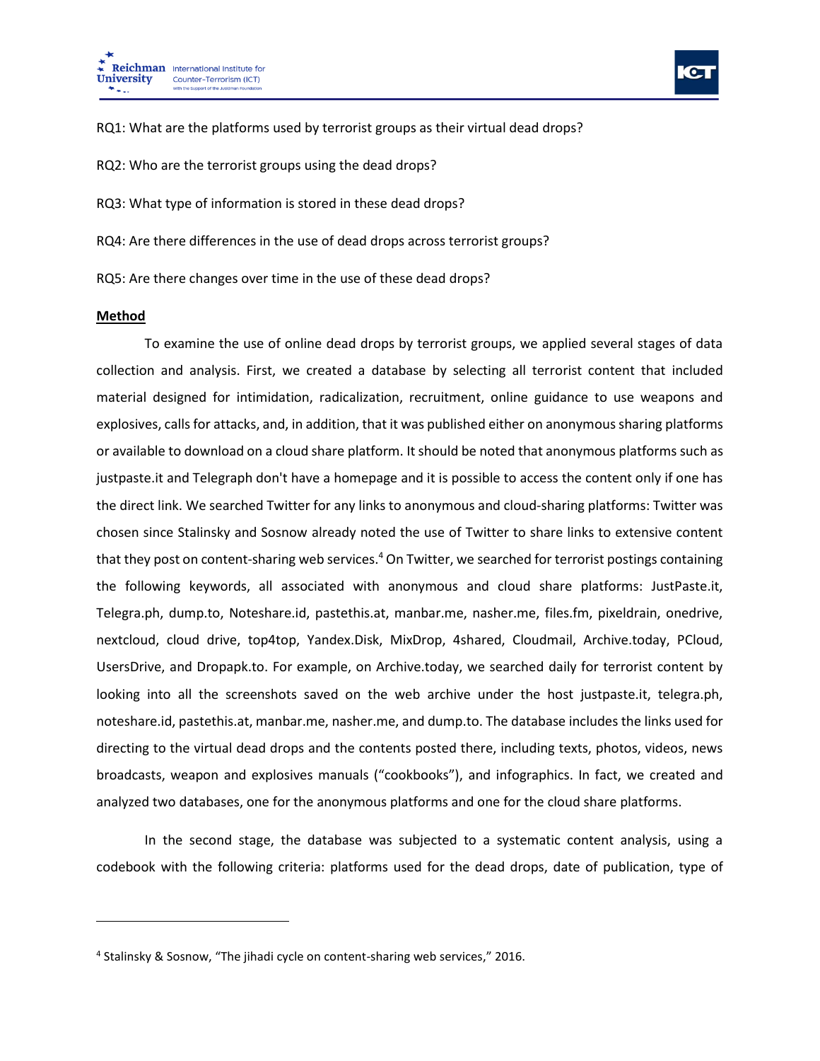RQ1: What are the platforms used by terrorist groups as their virtual dead drops?

RQ2: Who are the terrorist groups using the dead drops?

RQ3: What type of information is stored in these dead drops?

RQ4: Are there differences in the use of dead drops across terrorist groups?

RQ5: Are there changes over time in the use of these dead drops?

## Method

To examine the use of online dead drops by terrorist groups, we applied several stages of data collection and analysis. First, we created a database by selecting all terrorist content that included material designed for intimidation, radicalization, recruitment, online guidance to use weapons and explosives, calls for attacks, and, in addition, that it was published either on anonymous sharing platforms or available to download on a cloud share platform. It should be noted that anonymous platforms such as justpaste.it and Telegraph don't have a homepage and it is possible to access the content only if one has the direct link. We searched Twitter for any links to anonymous and cloud-sharing platforms: Twitter was chosen since Stalinsky and Sosnow already noted the use of Twitter to share links to extensive content that they post on content-sharing web services.[4] On Twitter, we searched for terrorist postings containing the following keywords, all associated with anonymous and cloud share platforms: JustPaste.it, Telegra.ph, dump.to, Noteshare.id, pastethis.at, manbar.me, nasher.me, files.fm, pixeldrain, onedrive, nextcloud, cloud drive, top4top, Yandex.Disk, MixDrop, 4shared, Cloudmail, Archive.today, PCloud, UsersDrive, and Dropapk.to. For example, on Archive.today, we searched daily for terrorist content by looking into all the screenshots saved on the web archive under the host justpaste.it, telegra.ph, noteshare.id, pastethis.at, manbar.me, nasher.me, and dump.to. The database includes the links used for directing to the virtual dead drops and the contents posted there, including texts, photos, videos, news broadcasts, weapon and explosives manuals ("cookbooks"), and infographics. In fact, we created and analyzed two databases, one for the anonymous platforms and one for the cloud share platforms.

In the second stage, the database was subjected to a systematic content analysis, using a codebook with the following criteria: platforms used for the dead drops, date of publication, type of

---

[4] Stalinsky & Sosnow, "The jihadi cycle on content-sharing web services," 2016.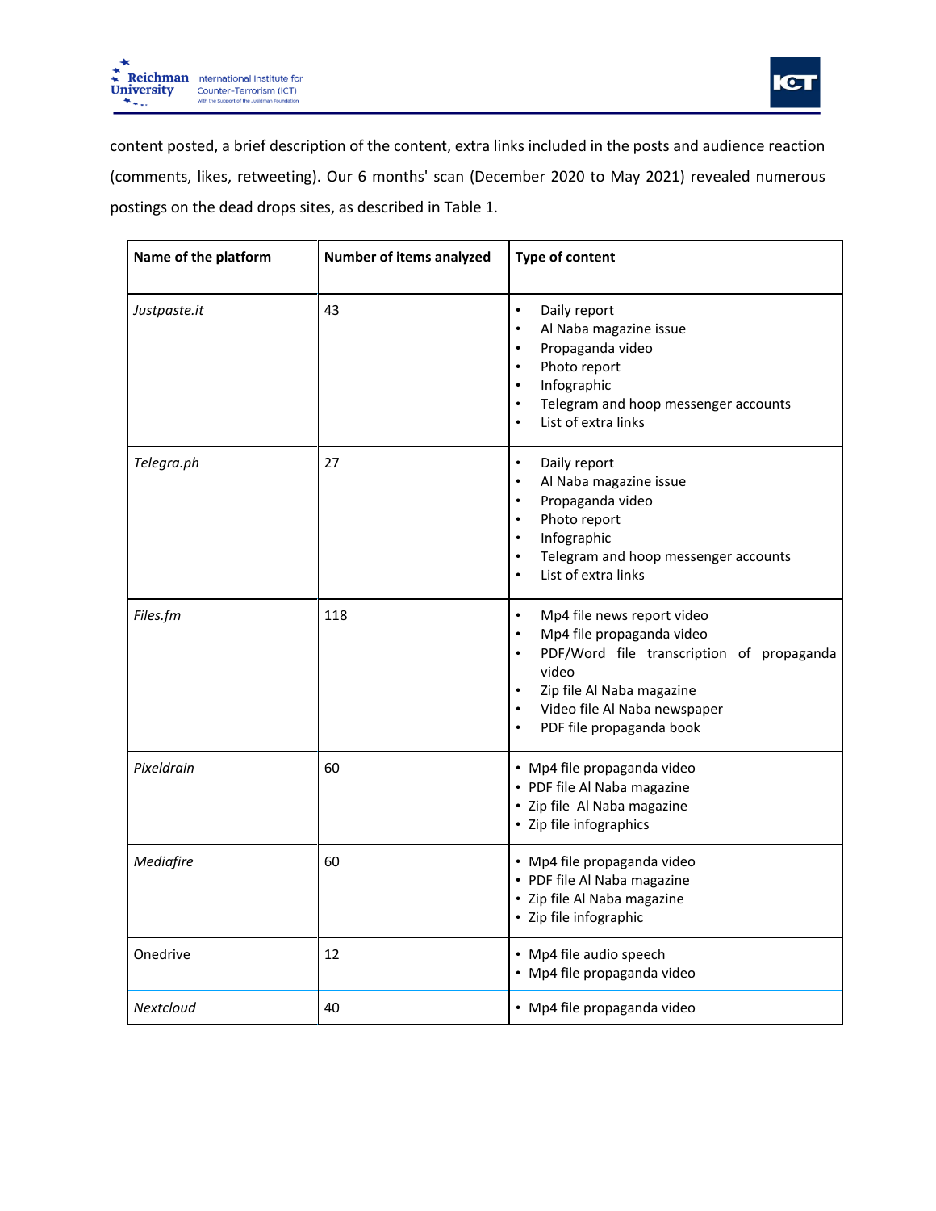content posted, a brief description of the content, extra links included in the posts and audience reaction (comments, likes, retweeting). Our 6 months' scan (December 2020 to May 2021) revealed numerous postings on the dead drops sites, as described in Table 1.

| Name of the platform | Number of items analyzed | Type of content |
|---|---|---|
| *Justpaste.it* | 43 | • Daily report<br>• Al Naba magazine issue<br>• Propaganda video<br>• Photo report<br>• Infographic<br>• Telegram and hoop messenger accounts<br>• List of extra links |
| *Telegra.ph* | 27 | • Daily report<br>• Al Naba magazine issue<br>• Propaganda video<br>• Photo report<br>• Infographic<br>• Telegram and hoop messenger accounts<br>• List of extra links |
| *Files.fm* | 118 | • Mp4 file news report video<br>• Mp4 file propaganda video<br>• PDF/Word file transcription of propaganda video<br>• Zip file Al Naba magazine<br>• Video file Al Naba newspaper<br>• PDF file propaganda book |
| *Pixeldrain* | 60 | • Mp4 file propaganda video<br>• PDF file Al Naba magazine<br>• Zip file Al Naba magazine<br>• Zip file infographics |
| *Mediafire* | 60 | • Mp4 file propaganda video<br>• PDF file Al Naba magazine<br>• Zip file Al Naba magazine<br>• Zip file infographic |
| Onedrive | 12 | • Mp4 file audio speech<br>• Mp4 file propaganda video |
| *Nextcloud* | 40 | • Mp4 file propaganda video |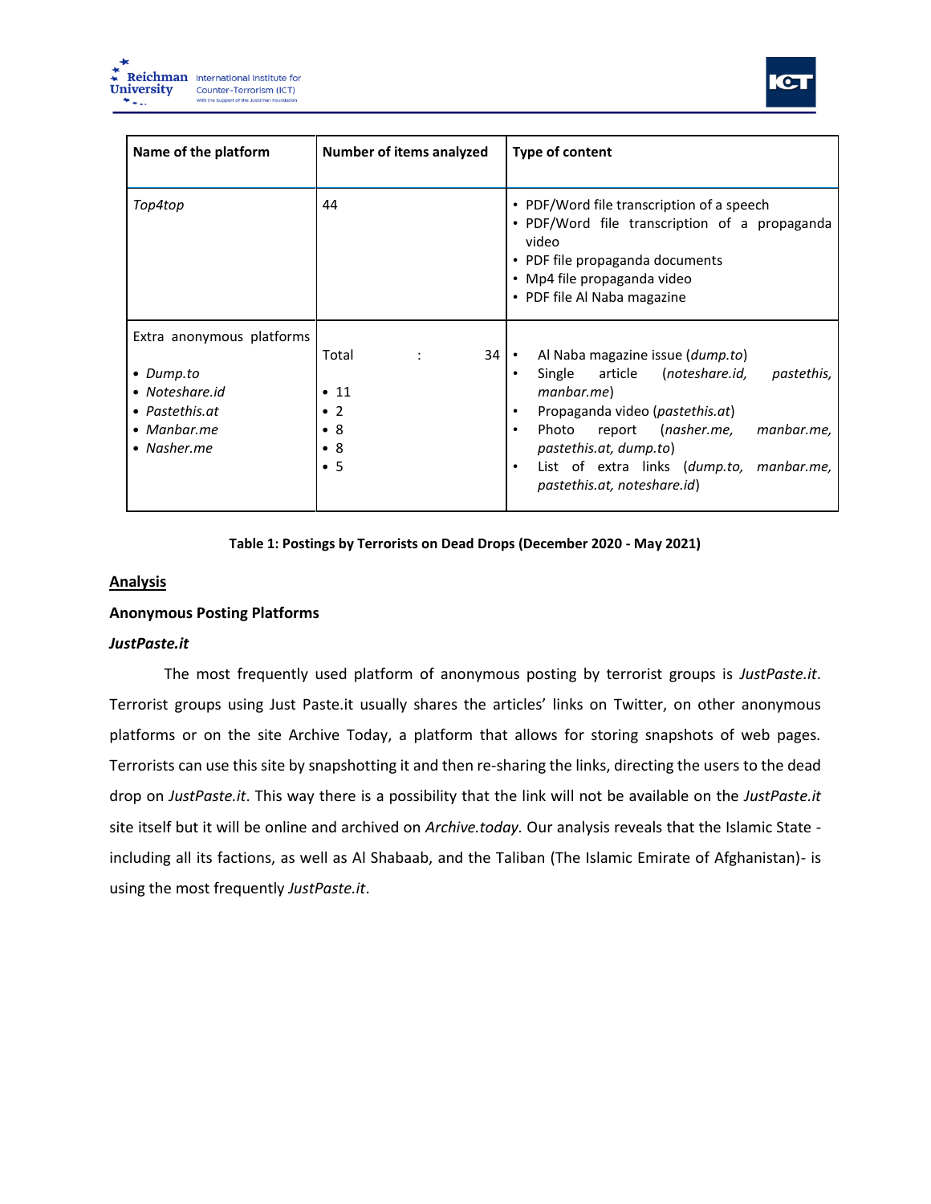| Name of the platform | Number of items analyzed | Type of content |
|---|---|---|
| *Top4top* | 44 | • PDF/Word file transcription of a speech<br>• PDF/Word file transcription of a propaganda video<br>• PDF file propaganda documents<br>• Mp4 file propaganda video<br>• PDF file Al Naba magazine |
| Extra anonymous platforms<br>• *Dump.to*<br>• *Noteshare.id*<br>• *Pastethis.at*<br>• *Manbar.me*<br>• *Nasher.me* | Total : 34<br>• 11<br>• 2<br>• 8<br>• 8<br>• 5 | • Al Naba magazine issue (*dump.to*)<br>• Single article (*noteshare.id, pastethis, manbar.me*)<br>• Propaganda video (*pastethis.at*)<br>• Photo report (*nasher.me, manbar.me, pastethis.at, dump.to*)<br>• List of extra links (*dump.to, manbar.me, pastethis.at, noteshare.id*) |

**Table 1: Postings by Terrorists on Dead Drops (December 2020 - May 2021)**

## Analysis

### Anonymous Posting Platforms

#### *JustPaste.it*

The most frequently used platform of anonymous posting by terrorist groups is *JustPaste.it*. Terrorist groups using Just Paste.it usually shares the articles' links on Twitter, on other anonymous platforms or on the site Archive Today, a platform that allows for storing snapshots of web pages. Terrorists can use this site by snapshotting it and then re-sharing the links, directing the users to the dead drop on *JustPaste.it*. This way there is a possibility that the link will not be available on the *JustPaste.it* site itself but it will be online and archived on *Archive.today.* Our analysis reveals that the Islamic State - including all its factions, as well as Al Shabaab, and the Taliban (The Islamic Emirate of Afghanistan)- is using the most frequently *JustPaste.it*.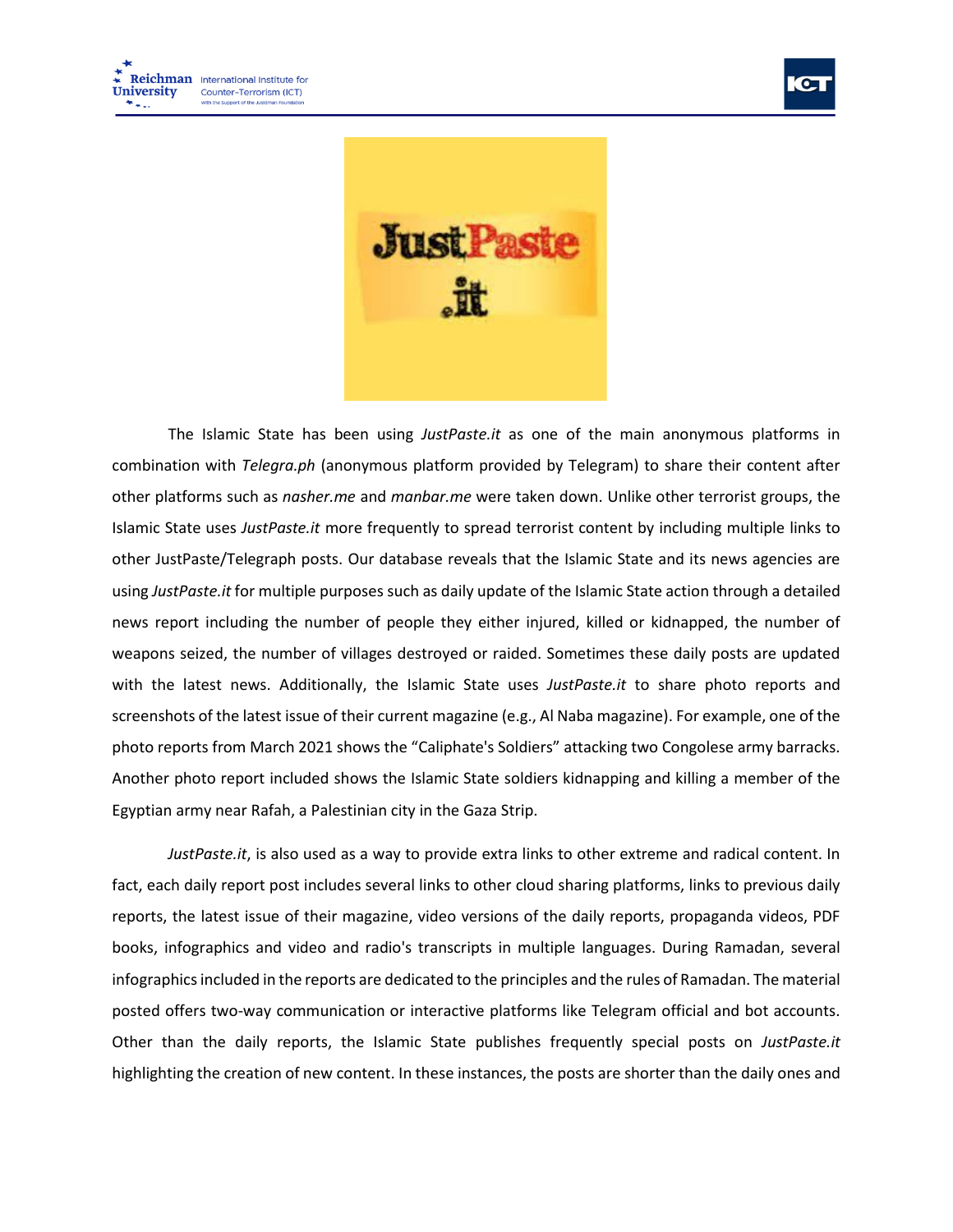The Islamic State has been using *JustPaste.it* as one of the main anonymous platforms in combination with *Telegra.ph* (anonymous platform provided by Telegram) to share their content after other platforms such as *nasher.me* and *manbar.me* were taken down. Unlike other terrorist groups, the Islamic State uses *JustPaste.it* more frequently to spread terrorist content by including multiple links to other JustPaste/Telegraph posts. Our database reveals that the Islamic State and its news agencies are using *JustPaste.it* for multiple purposes such as daily update of the Islamic State action through a detailed news report including the number of people they either injured, killed or kidnapped, the number of weapons seized, the number of villages destroyed or raided. Sometimes these daily posts are updated with the latest news. Additionally, the Islamic State uses *JustPaste.it* to share photo reports and screenshots of the latest issue of their current magazine (e.g., Al Naba magazine). For example, one of the photo reports from March 2021 shows the "Caliphate's Soldiers" attacking two Congolese army barracks. Another photo report included shows the Islamic State soldiers kidnapping and killing a member of the Egyptian army near Rafah, a Palestinian city in the Gaza Strip.

*JustPaste.it*, is also used as a way to provide extra links to other extreme and radical content. In fact, each daily report post includes several links to other cloud sharing platforms, links to previous daily reports, the latest issue of their magazine, video versions of the daily reports, propaganda videos, PDF books, infographics and video and radio's transcripts in multiple languages. During Ramadan, several infographics included in the reports are dedicated to the principles and the rules of Ramadan. The material posted offers two-way communication or interactive platforms like Telegram official and bot accounts. Other than the daily reports, the Islamic State publishes frequently special posts on *JustPaste.it* highlighting the creation of new content. In these instances, the posts are shorter than the daily ones and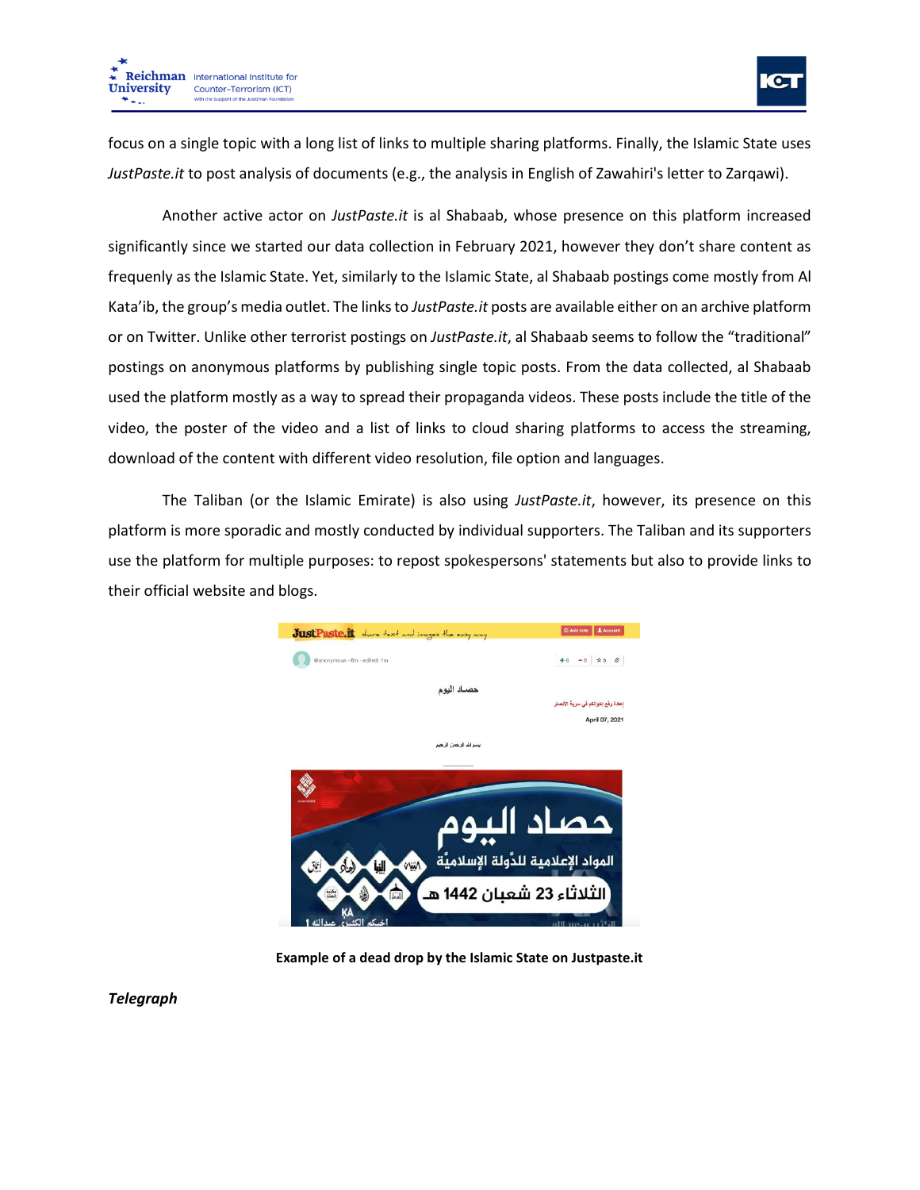focus on a single topic with a long list of links to multiple sharing platforms. Finally, the Islamic State uses *JustPaste.it* to post analysis of documents (e.g., the analysis in English of Zawahiri's letter to Zarqawi).

Another active actor on *JustPaste.it* is al Shabaab, whose presence on this platform increased significantly since we started our data collection in February 2021, however they don't share content as frequenly as the Islamic State. Yet, similarly to the Islamic State, al Shabaab postings come mostly from Al Kata'ib, the group's media outlet. The links to *JustPaste.it* posts are available either on an archive platform or on Twitter. Unlike other terrorist postings on *JustPaste.it*, al Shabaab seems to follow the "traditional" postings on anonymous platforms by publishing single topic posts. From the data collected, al Shabaab used the platform mostly as a way to spread their propaganda videos. These posts include the title of the video, the poster of the video and a list of links to cloud sharing platforms to access the streaming, download of the content with different video resolution, file option and languages.

The Taliban (or the Islamic Emirate) is also using *JustPaste.it*, however, its presence on this platform is more sporadic and mostly conducted by individual supporters. The Taliban and its supporters use the platform for multiple purposes: to repost spokespersons' statements but also to provide links to their official website and blogs.

**Example of a dead drop by the Islamic State on Justpaste.it**

***Telegraph***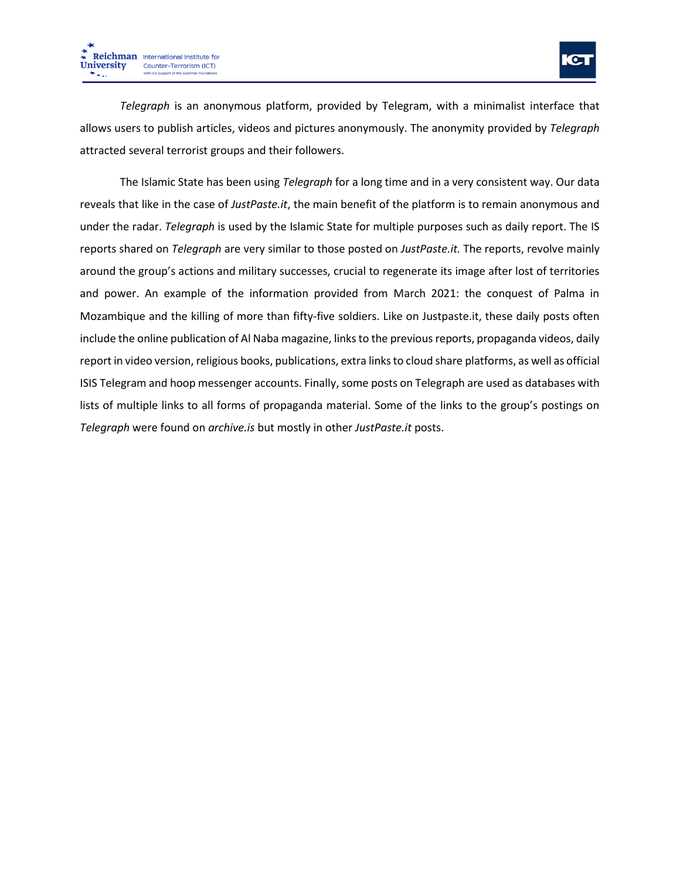*Telegraph* is an anonymous platform, provided by Telegram, with a minimalist interface that allows users to publish articles, videos and pictures anonymously. The anonymity provided by *Telegraph* attracted several terrorist groups and their followers.

The Islamic State has been using *Telegraph* for a long time and in a very consistent way. Our data reveals that like in the case of *JustPaste.it*, the main benefit of the platform is to remain anonymous and under the radar. *Telegraph* is used by the Islamic State for multiple purposes such as daily report. The IS reports shared on *Telegraph* are very similar to those posted on *JustPaste.it.* The reports, revolve mainly around the group's actions and military successes, crucial to regenerate its image after lost of territories and power. An example of the information provided from March 2021: the conquest of Palma in Mozambique and the killing of more than fifty-five soldiers. Like on Justpaste.it, these daily posts often include the online publication of Al Naba magazine, links to the previous reports, propaganda videos, daily report in video version, religious books, publications, extra links to cloud share platforms, as well as official ISIS Telegram and hoop messenger accounts. Finally, some posts on Telegraph are used as databases with lists of multiple links to all forms of propaganda material. Some of the links to the group's postings on *Telegraph* were found on *archive.is* but mostly in other *JustPaste.it* posts.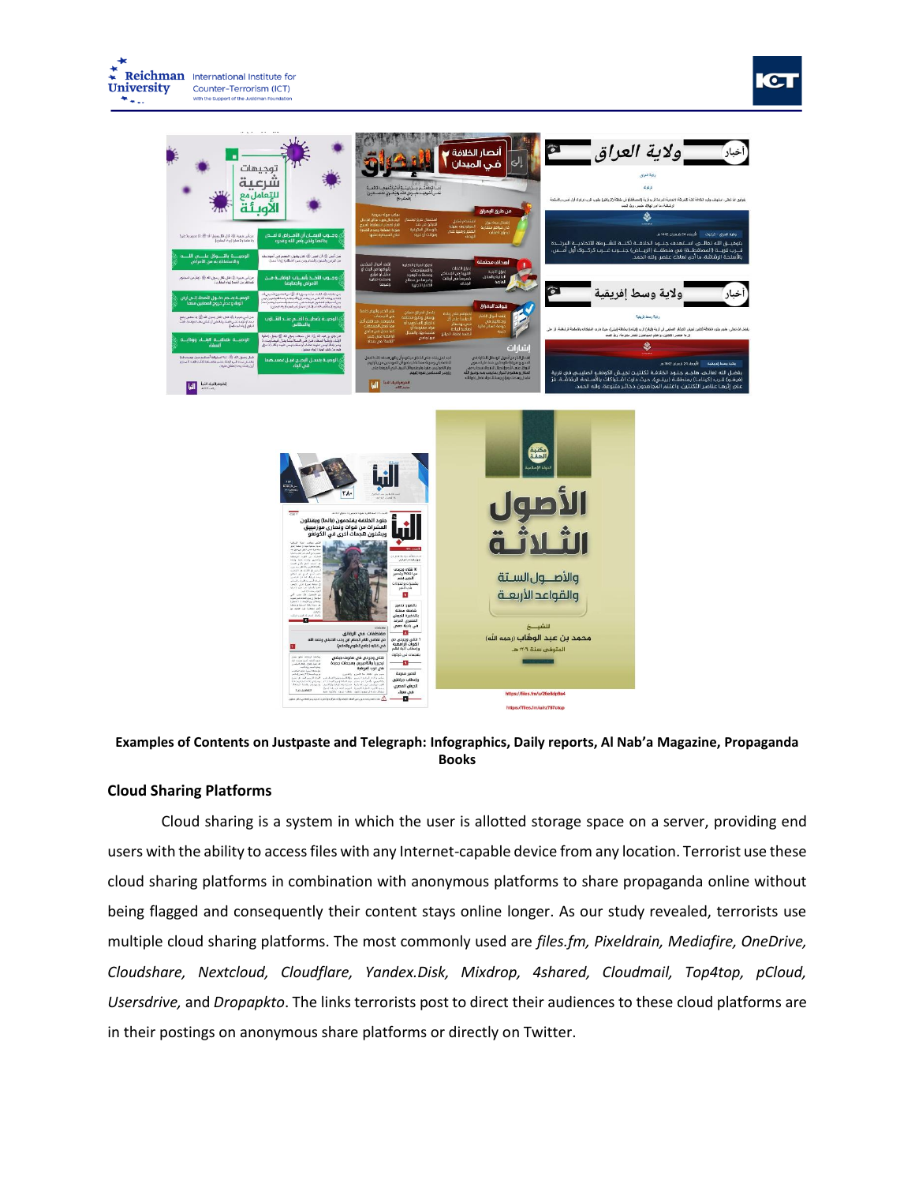**Examples of Contents on Justpaste and Telegraph: Infographics, Daily reports, Al Nab'a Magazine, Propaganda Books**

## Cloud Sharing Platforms

Cloud sharing is a system in which the user is allotted storage space on a server, providing end users with the ability to access files with any Internet-capable device from any location. Terrorist use these cloud sharing platforms in combination with anonymous platforms to share propaganda online without being flagged and consequently their content stays online longer. As our study revealed, terrorists use multiple cloud sharing platforms. The most commonly used are *files.fm, Pixeldrain, Mediafire, OneDrive, Cloudshare, Nextcloud, Cloudflare, Yandex.Disk, Mixdrop, 4shared, Cloudmail, Top4top, pCloud, Usersdrive,* and *Dropapkto*. The links terrorists post to direct their audiences to these cloud platforms are in their postings on anonymous share platforms or directly on Twitter.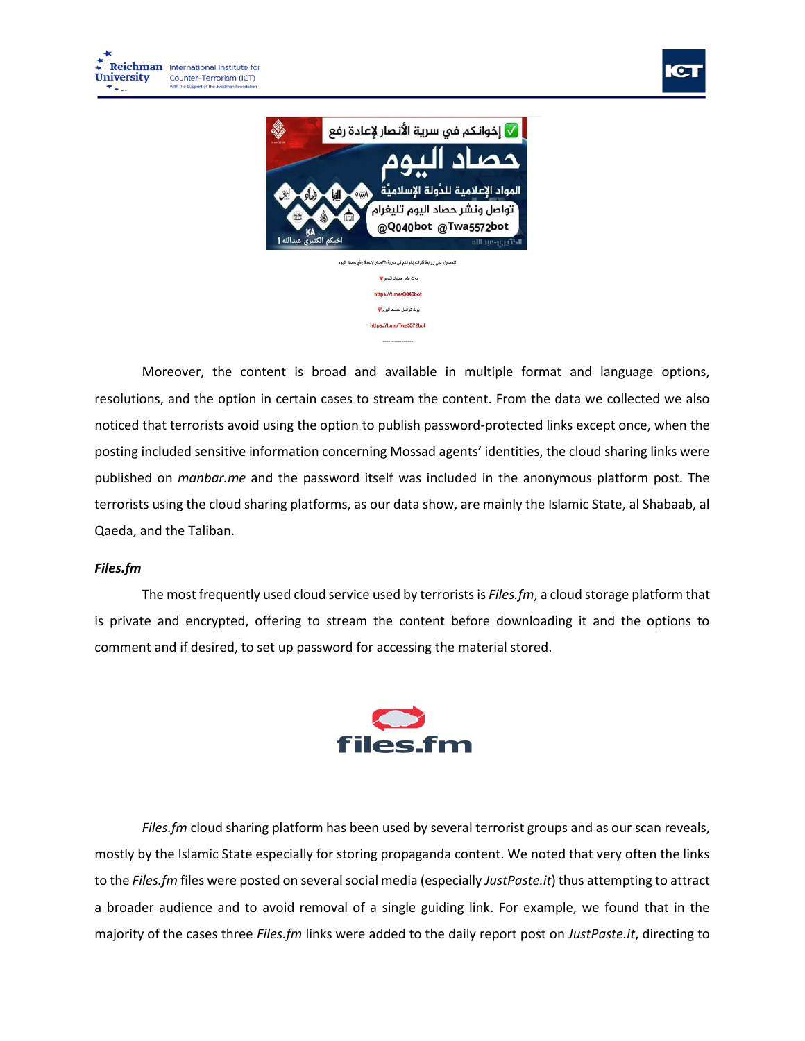Moreover, the content is broad and available in multiple format and language options, resolutions, and the option in certain cases to stream the content. From the data we collected we also noticed that terrorists avoid using the option to publish password-protected links except once, when the posting included sensitive information concerning Mossad agents' identities, the cloud sharing links were published on *manbar.me* and the password itself was included in the anonymous platform post. The terrorists using the cloud sharing platforms, as our data show, are mainly the Islamic State, al Shabaab, al Qaeda, and the Taliban.

### *Files.fm*

The most frequently used cloud service used by terrorists is *Files.fm*, a cloud storage platform that is private and encrypted, offering to stream the content before downloading it and the options to comment and if desired, to set up password for accessing the material stored.

*Files.fm* cloud sharing platform has been used by several terrorist groups and as our scan reveals, mostly by the Islamic State especially for storing propaganda content. We noted that very often the links to the *Files.fm* files were posted on several social media (especially *JustPaste.it*) thus attempting to attract a broader audience and to avoid removal of a single guiding link. For example, we found that in the majority of the cases three *Files.fm* links were added to the daily report post on *JustPaste.it*, directing to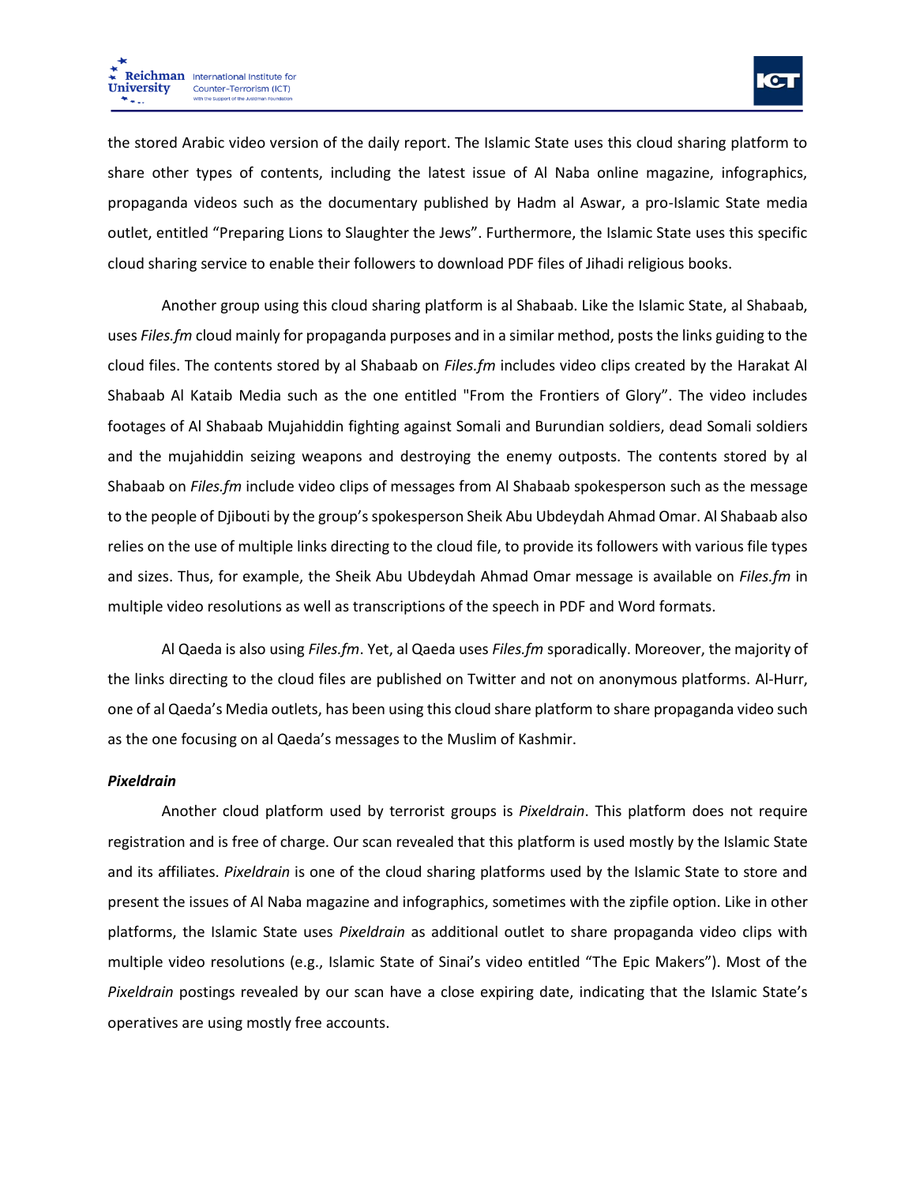the stored Arabic video version of the daily report. The Islamic State uses this cloud sharing platform to share other types of contents, including the latest issue of Al Naba online magazine, infographics, propaganda videos such as the documentary published by Hadm al Aswar, a pro-Islamic State media outlet, entitled "Preparing Lions to Slaughter the Jews". Furthermore, the Islamic State uses this specific cloud sharing service to enable their followers to download PDF files of Jihadi religious books.

Another group using this cloud sharing platform is al Shabaab. Like the Islamic State, al Shabaab, uses *Files.fm* cloud mainly for propaganda purposes and in a similar method, posts the links guiding to the cloud files. The contents stored by al Shabaab on *Files.fm* includes video clips created by the Harakat Al Shabaab Al Kataib Media such as the one entitled "From the Frontiers of Glory". The video includes footages of Al Shabaab Mujahiddin fighting against Somali and Burundian soldiers, dead Somali soldiers and the mujahiddin seizing weapons and destroying the enemy outposts. The contents stored by al Shabaab on *Files.fm* include video clips of messages from Al Shabaab spokesperson such as the message to the people of Djibouti by the group's spokesperson Sheik Abu Ubdeydah Ahmad Omar. Al Shabaab also relies on the use of multiple links directing to the cloud file, to provide its followers with various file types and sizes. Thus, for example, the Sheik Abu Ubdeydah Ahmad Omar message is available on *Files.fm* in multiple video resolutions as well as transcriptions of the speech in PDF and Word formats.

Al Qaeda is also using *Files.fm*. Yet, al Qaeda uses *Files.fm* sporadically. Moreover, the majority of the links directing to the cloud files are published on Twitter and not on anonymous platforms. Al-Hurr, one of al Qaeda's Media outlets, has been using this cloud share platform to share propaganda video such as the one focusing on al Qaeda's messages to the Muslim of Kashmir.

***Pixeldrain***

Another cloud platform used by terrorist groups is *Pixeldrain*. This platform does not require registration and is free of charge. Our scan revealed that this platform is used mostly by the Islamic State and its affiliates. *Pixeldrain* is one of the cloud sharing platforms used by the Islamic State to store and present the issues of Al Naba magazine and infographics, sometimes with the zipfile option. Like in other platforms, the Islamic State uses *Pixeldrain* as additional outlet to share propaganda video clips with multiple video resolutions (e.g., Islamic State of Sinai's video entitled "The Epic Makers"). Most of the *Pixeldrain* postings revealed by our scan have a close expiring date, indicating that the Islamic State's operatives are using mostly free accounts.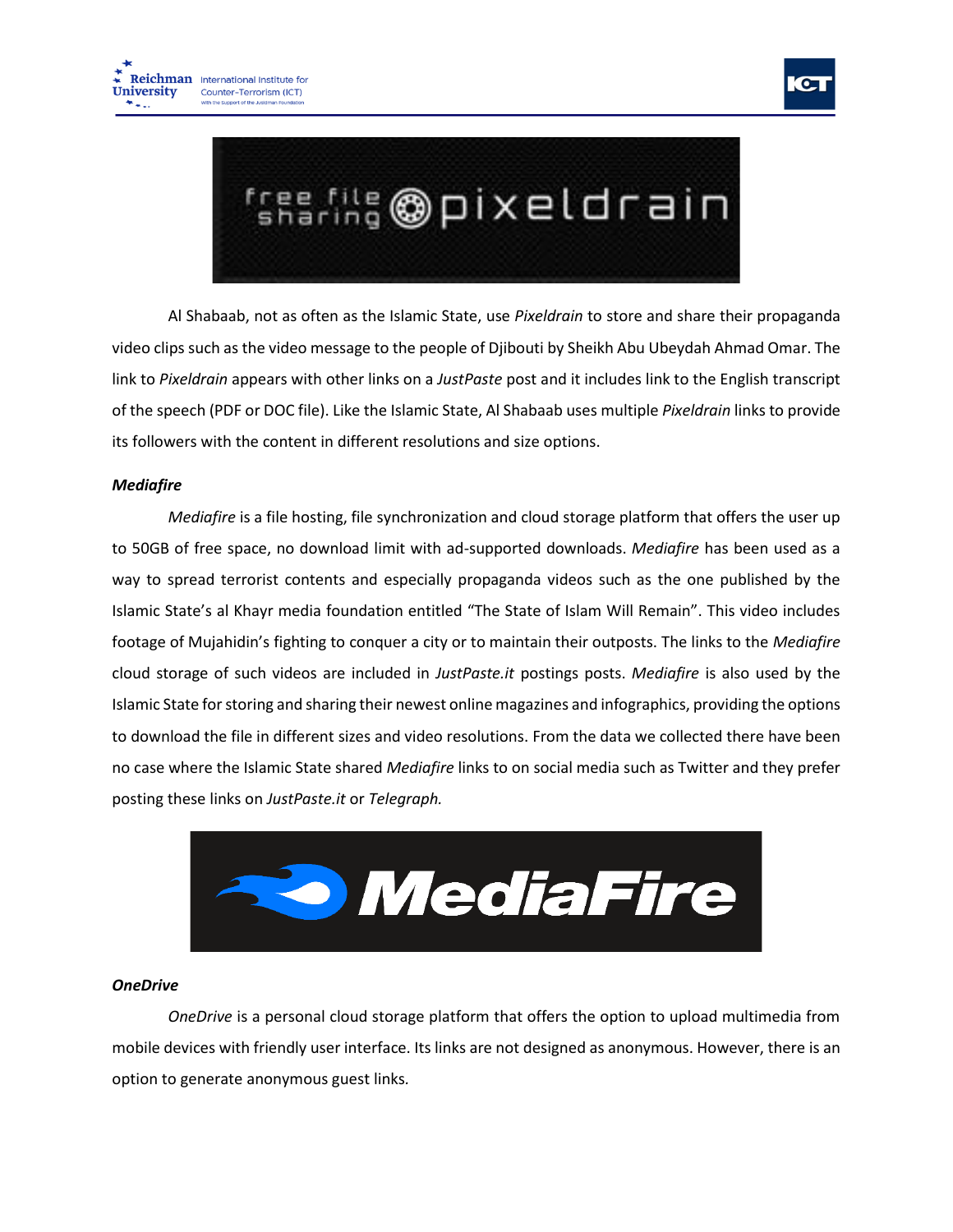Al Shabaab, not as often as the Islamic State, use *Pixeldrain* to store and share their propaganda video clips such as the video message to the people of Djibouti by Sheikh Abu Ubeydah Ahmad Omar. The link to *Pixeldrain* appears with other links on a *JustPaste* post and it includes link to the English transcript of the speech (PDF or DOC file). Like the Islamic State, Al Shabaab uses multiple *Pixeldrain* links to provide its followers with the content in different resolutions and size options.

***Mediafire***

*Mediafire* is a file hosting, file synchronization and cloud storage platform that offers the user up to 50GB of free space, no download limit with ad-supported downloads. *Mediafire* has been used as a way to spread terrorist contents and especially propaganda videos such as the one published by the Islamic State's al Khayr media foundation entitled "The State of Islam Will Remain". This video includes footage of Mujahidin's fighting to conquer a city or to maintain their outposts. The links to the *Mediafire* cloud storage of such videos are included in *JustPaste.it* postings posts. *Mediafire* is also used by the Islamic State for storing and sharing their newest online magazines and infographics, providing the options to download the file in different sizes and video resolutions. From the data we collected there have been no case where the Islamic State shared *Mediafire* links to on social media such as Twitter and they prefer posting these links on *JustPaste.it* or *Telegraph.*

***OneDrive***

*OneDrive* is a personal cloud storage platform that offers the option to upload multimedia from mobile devices with friendly user interface. Its links are not designed as anonymous. However, there is an option to generate anonymous guest links.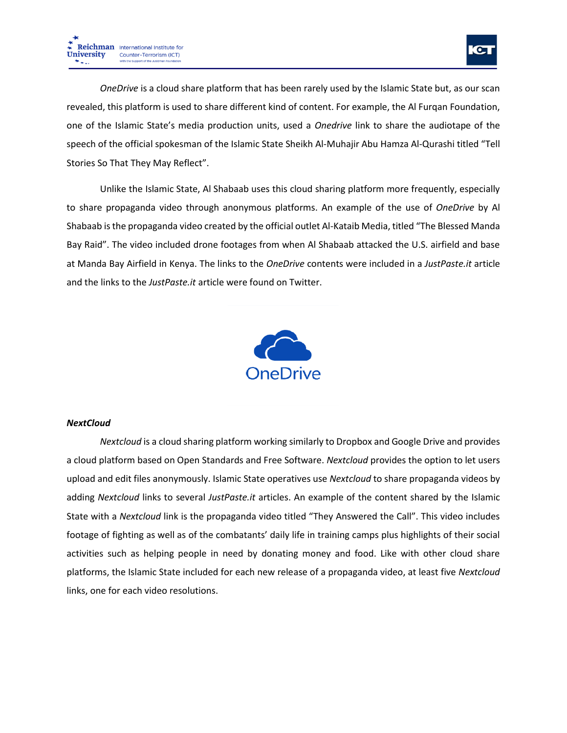*OneDrive* is a cloud share platform that has been rarely used by the Islamic State but, as our scan revealed, this platform is used to share different kind of content. For example, the Al Furqan Foundation, one of the Islamic State's media production units, used a *Onedrive* link to share the audiotape of the speech of the official spokesman of the Islamic State Sheikh Al-Muhajir Abu Hamza Al-Qurashi titled "Tell Stories So That They May Reflect".

Unlike the Islamic State, Al Shabaab uses this cloud sharing platform more frequently, especially to share propaganda video through anonymous platforms. An example of the use of *OneDrive* by Al Shabaab is the propaganda video created by the official outlet Al-Kataib Media, titled "The Blessed Manda Bay Raid". The video included drone footages from when Al Shabaab attacked the U.S. airfield and base at Manda Bay Airfield in Kenya. The links to the *OneDrive* contents were included in a *JustPaste.it* article and the links to the *JustPaste.it* article were found on Twitter.

### *NextCloud*

*Nextcloud* is a cloud sharing platform working similarly to Dropbox and Google Drive and provides a cloud platform based on Open Standards and Free Software. *Nextcloud* provides the option to let users upload and edit files anonymously. Islamic State operatives use *Nextcloud* to share propaganda videos by adding *Nextcloud* links to several *JustPaste.it* articles. An example of the content shared by the Islamic State with a *Nextcloud* link is the propaganda video titled "They Answered the Call". This video includes footage of fighting as well as of the combatants' daily life in training camps plus highlights of their social activities such as helping people in need by donating money and food. Like with other cloud share platforms, the Islamic State included for each new release of a propaganda video, at least five *Nextcloud* links, one for each video resolutions.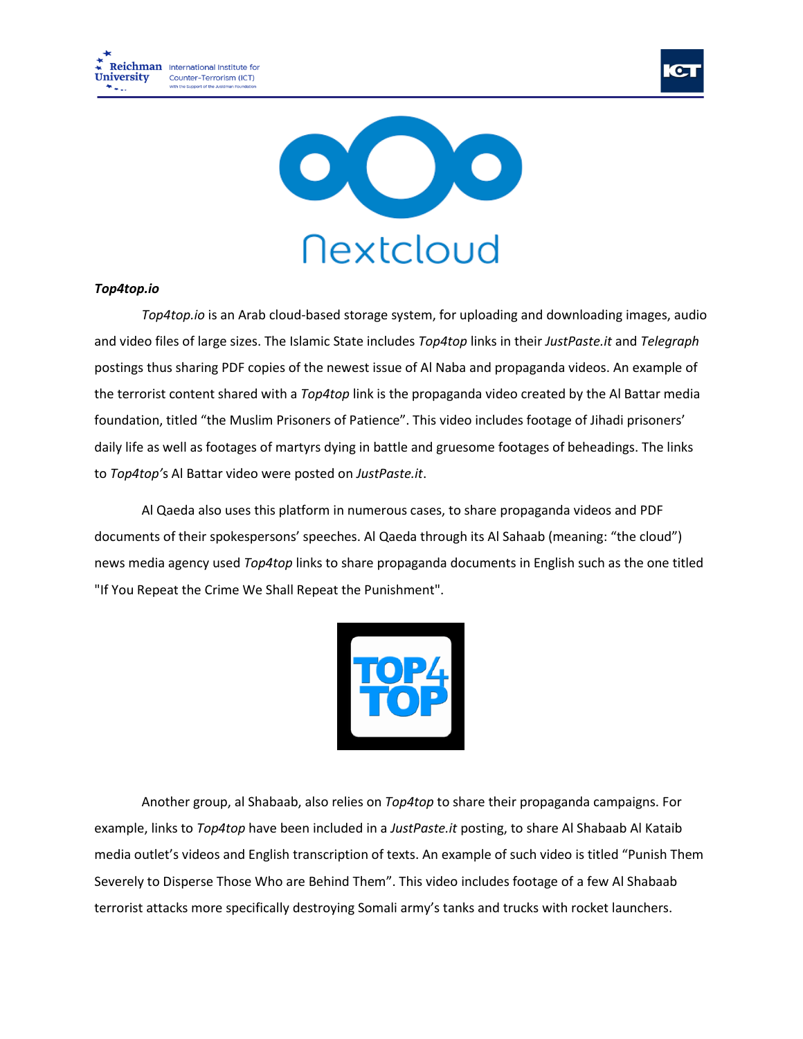***Top4top.io***

*Top4top.io* is an Arab cloud-based storage system, for uploading and downloading images, audio and video files of large sizes. The Islamic State includes *Top4top* links in their *JustPaste.it* and *Telegraph* postings thus sharing PDF copies of the newest issue of Al Naba and propaganda videos. An example of the terrorist content shared with a *Top4top* link is the propaganda video created by the Al Battar media foundation, titled "the Muslim Prisoners of Patience". This video includes footage of Jihadi prisoners' daily life as well as footages of martyrs dying in battle and gruesome footages of beheadings. The links to *Top4top's* Al Battar video were posted on *JustPaste.it*.

Al Qaeda also uses this platform in numerous cases, to share propaganda videos and PDF documents of their spokespersons' speeches. Al Qaeda through its Al Sahaab (meaning: "the cloud") news media agency used *Top4top* links to share propaganda documents in English such as the one titled "If You Repeat the Crime We Shall Repeat the Punishment".

Another group, al Shabaab, also relies on *Top4top* to share their propaganda campaigns. For example, links to *Top4top* have been included in a *JustPaste.it* posting, to share Al Shabaab Al Kataib media outlet's videos and English transcription of texts. An example of such video is titled "Punish Them Severely to Disperse Those Who are Behind Them". This video includes footage of a few Al Shabaab terrorist attacks more specifically destroying Somali army's tanks and trucks with rocket launchers.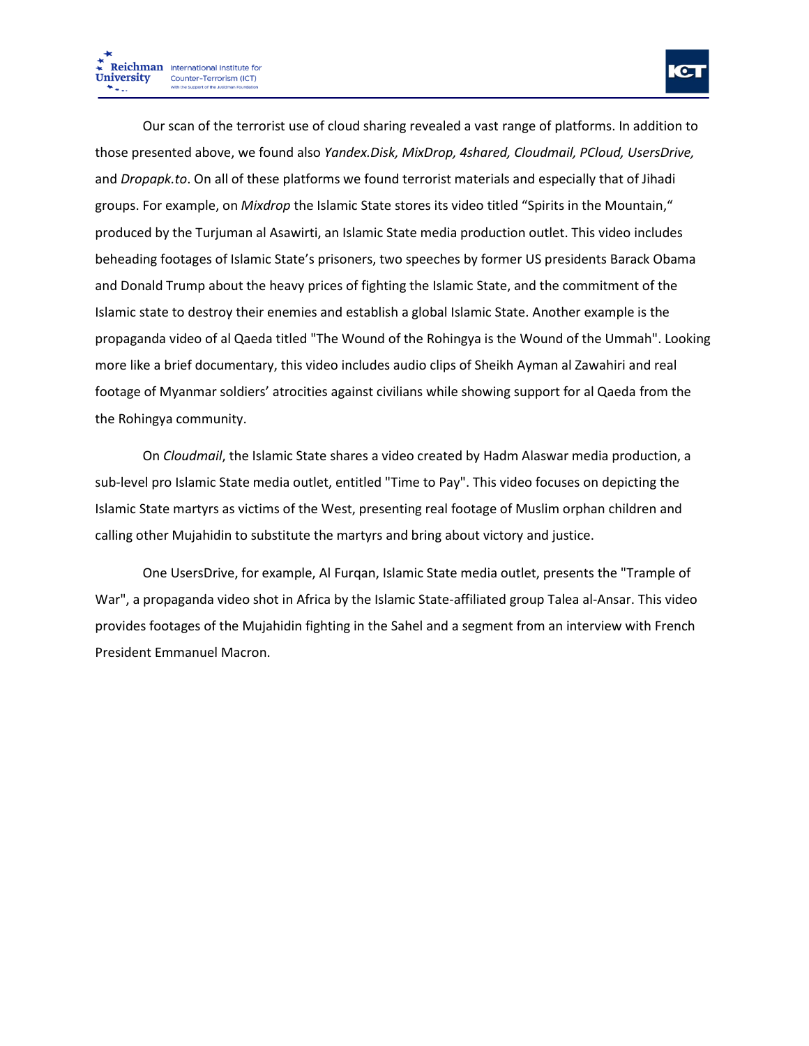Our scan of the terrorist use of cloud sharing revealed a vast range of platforms. In addition to those presented above, we found also *Yandex.Disk, MixDrop, 4shared, Cloudmail, PCloud, UsersDrive,* and *Dropapk.to*. On all of these platforms we found terrorist materials and especially that of Jihadi groups. For example, on *Mixdrop* the Islamic State stores its video titled "Spirits in the Mountain," produced by the Turjuman al Asawirti, an Islamic State media production outlet. This video includes beheading footages of Islamic State's prisoners, two speeches by former US presidents Barack Obama and Donald Trump about the heavy prices of fighting the Islamic State, and the commitment of the Islamic state to destroy their enemies and establish a global Islamic State. Another example is the propaganda video of al Qaeda titled "The Wound of the Rohingya is the Wound of the Ummah". Looking more like a brief documentary, this video includes audio clips of Sheikh Ayman al Zawahiri and real footage of Myanmar soldiers' atrocities against civilians while showing support for al Qaeda from the the Rohingya community.

On *Cloudmail*, the Islamic State shares a video created by Hadm Alaswar media production, a sub-level pro Islamic State media outlet, entitled "Time to Pay". This video focuses on depicting the Islamic State martyrs as victims of the West, presenting real footage of Muslim orphan children and calling other Mujahidin to substitute the martyrs and bring about victory and justice.

One UsersDrive, for example, Al Furqan, Islamic State media outlet, presents the "Trample of War", a propaganda video shot in Africa by the Islamic State-affiliated group Talea al-Ansar. This video provides footages of the Mujahidin fighting in the Sahel and a segment from an interview with French President Emmanuel Macron.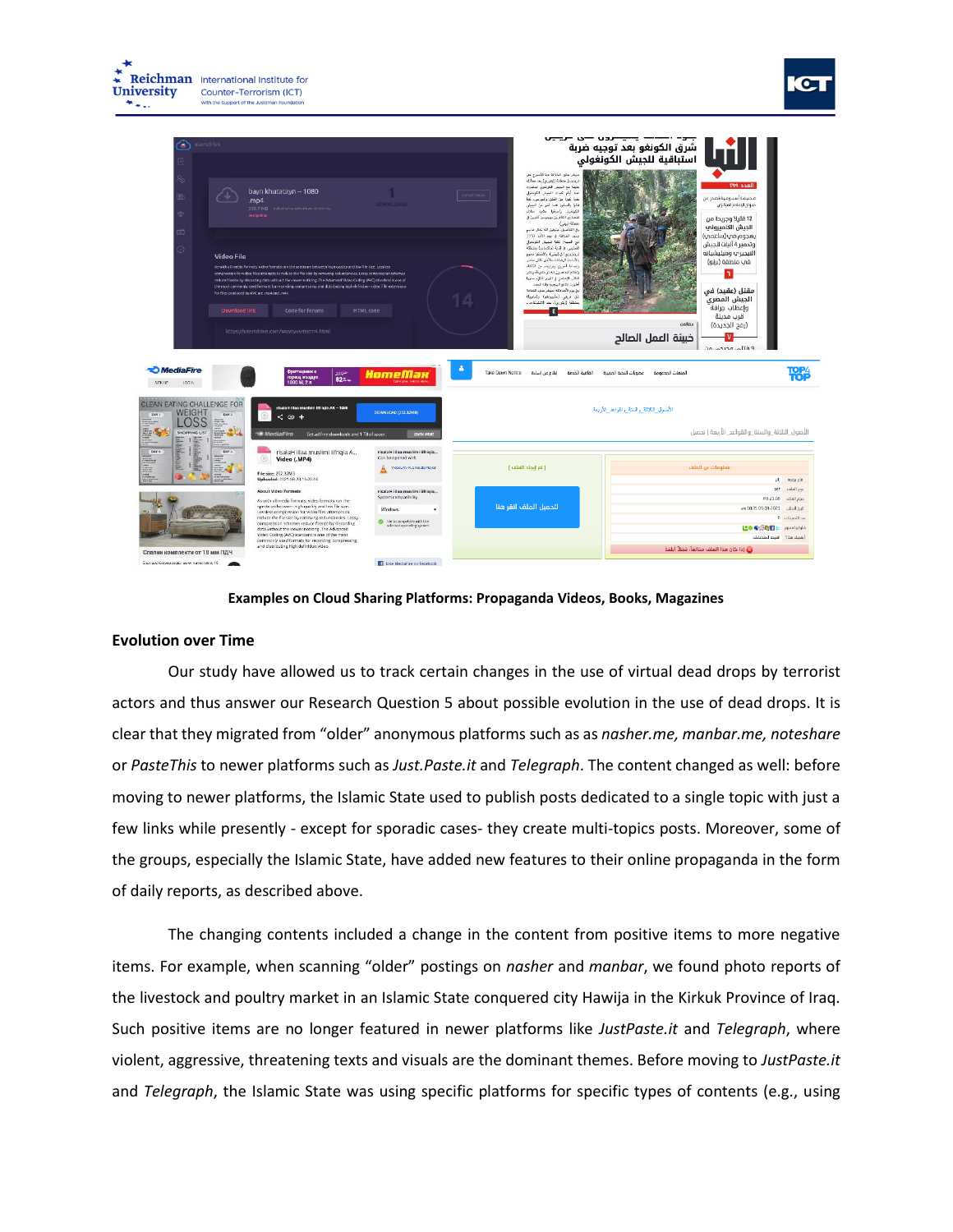Examples on Cloud Sharing Platforms: Propaganda Videos, Books, Magazines

### Evolution over Time

Our study have allowed us to track certain changes in the use of virtual dead drops by terrorist actors and thus answer our Research Question 5 about possible evolution in the use of dead drops. It is clear that they migrated from "older" anonymous platforms such as as *nasher.me, manbar.me, noteshare* or *PasteThis* to newer platforms such as *Just.Paste.it* and *Telegraph*. The content changed as well: before moving to newer platforms, the Islamic State used to publish posts dedicated to a single topic with just a few links while presently - except for sporadic cases- they create multi-topics posts. Moreover, some of the groups, especially the Islamic State, have added new features to their online propaganda in the form of daily reports, as described above.

The changing contents included a change in the content from positive items to more negative items. For example, when scanning "older" postings on *nasher* and *manbar*, we found photo reports of the livestock and poultry market in an Islamic State conquered city Hawija in the Kirkuk Province of Iraq. Such positive items are no longer featured in newer platforms like *JustPaste.it* and *Telegraph*, where violent, aggressive, threatening texts and visuals are the dominant themes. Before moving to *JustPaste.it* and *Telegraph*, the Islamic State was using specific platforms for specific types of contents (e.g., using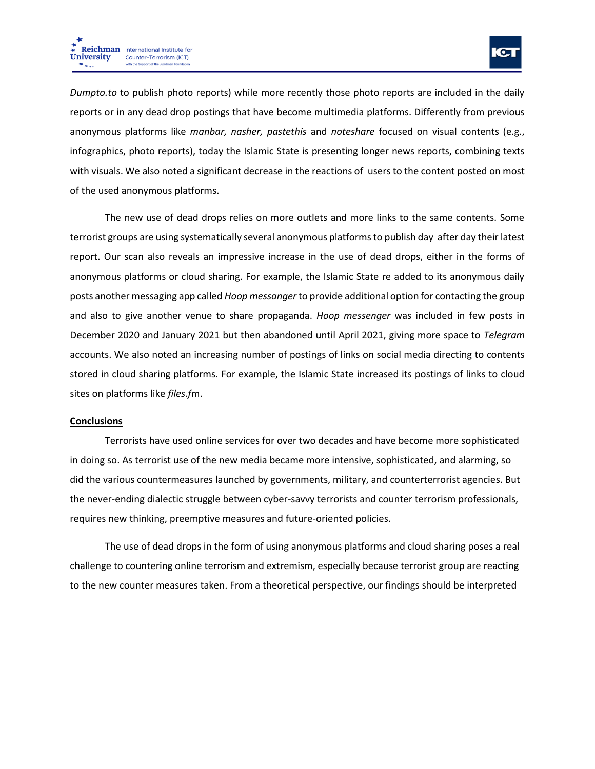*Dumpto.to* to publish photo reports) while more recently those photo reports are included in the daily reports or in any dead drop postings that have become multimedia platforms. Differently from previous anonymous platforms like *manbar, nasher, pastethis* and *noteshare* focused on visual contents (e.g., infographics, photo reports), today the Islamic State is presenting longer news reports, combining texts with visuals. We also noted a significant decrease in the reactions of users to the content posted on most of the used anonymous platforms.

The new use of dead drops relies on more outlets and more links to the same contents. Some terrorist groups are using systematically several anonymous platforms to publish day after day their latest report. Our scan also reveals an impressive increase in the use of dead drops, either in the forms of anonymous platforms or cloud sharing. For example, the Islamic State re added to its anonymous daily posts another messaging app called *Hoop messanger* to provide additional option for contacting the group and also to give another venue to share propaganda. *Hoop messenger* was included in few posts in December 2020 and January 2021 but then abandoned until April 2021, giving more space to *Telegram* accounts. We also noted an increasing number of postings of links on social media directing to contents stored in cloud sharing platforms. For example, the Islamic State increased its postings of links to cloud sites on platforms like *files.f*m.

## Conclusions

Terrorists have used online services for over two decades and have become more sophisticated in doing so. As terrorist use of the new media became more intensive, sophisticated, and alarming, so did the various countermeasures launched by governments, military, and counterterrorist agencies. But the never-ending dialectic struggle between cyber-savvy terrorists and counter terrorism professionals, requires new thinking, preemptive measures and future-oriented policies.

The use of dead drops in the form of using anonymous platforms and cloud sharing poses a real challenge to countering online terrorism and extremism, especially because terrorist group are reacting to the new counter measures taken. From a theoretical perspective, our findings should be interpreted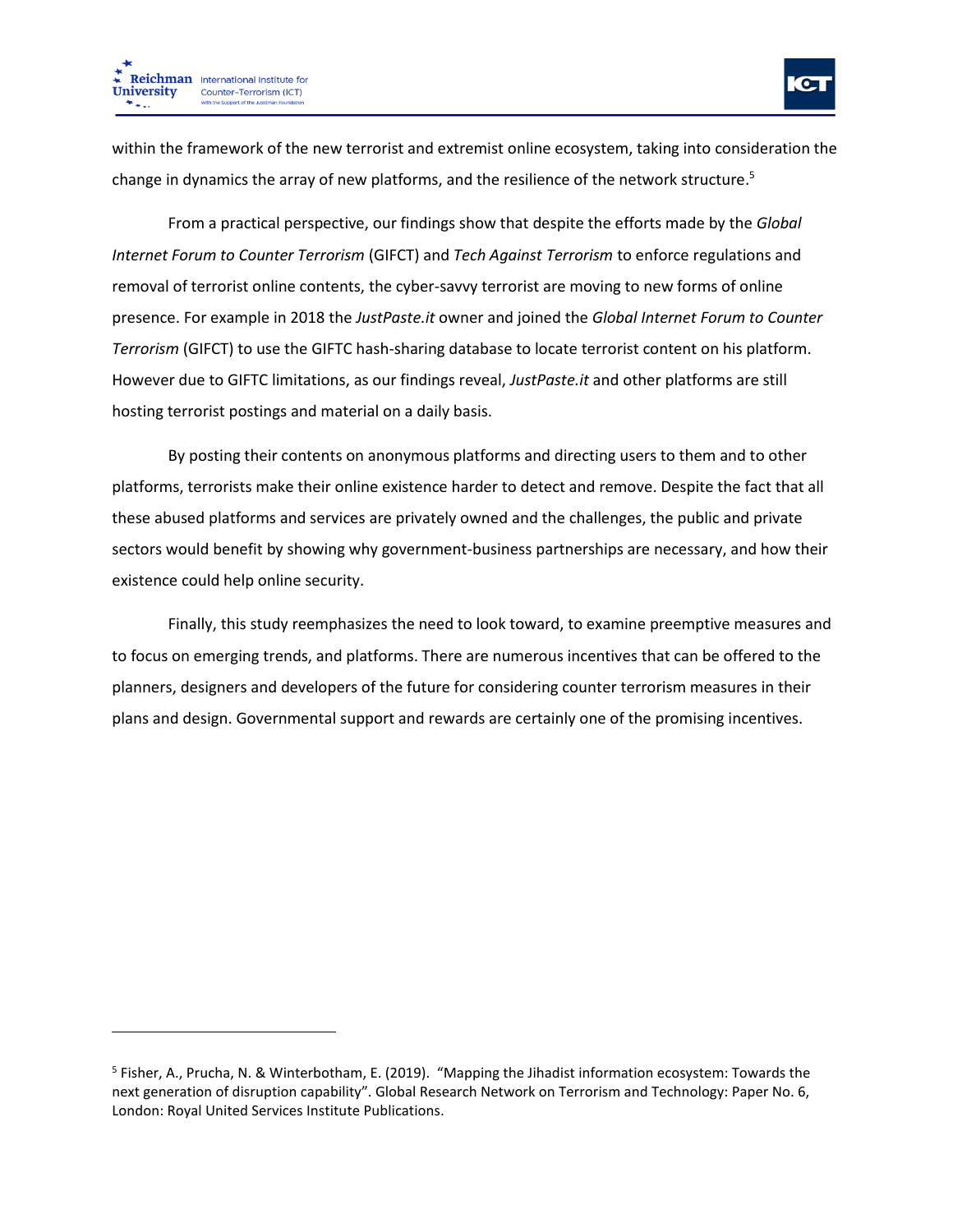within the framework of the new terrorist and extremist online ecosystem, taking into consideration the change in dynamics the array of new platforms, and the resilience of the network structure.[5]

From a practical perspective, our findings show that despite the efforts made by the *Global Internet Forum to Counter Terrorism* (GIFCT) and *Tech Against Terrorism* to enforce regulations and removal of terrorist online contents, the cyber-savvy terrorist are moving to new forms of online presence. For example in 2018 the *JustPaste.it* owner and joined the *Global Internet Forum to Counter Terrorism* (GIFCT) to use the GIFTC hash-sharing database to locate terrorist content on his platform. However due to GIFTC limitations, as our findings reveal, *JustPaste.it* and other platforms are still hosting terrorist postings and material on a daily basis.

By posting their contents on anonymous platforms and directing users to them and to other platforms, terrorists make their online existence harder to detect and remove. Despite the fact that all these abused platforms and services are privately owned and the challenges, the public and private sectors would benefit by showing why government-business partnerships are necessary, and how their existence could help online security.

Finally, this study reemphasizes the need to look toward, to examine preemptive measures and to focus on emerging trends, and platforms. There are numerous incentives that can be offered to the planners, designers and developers of the future for considering counter terrorism measures in their plans and design. Governmental support and rewards are certainly one of the promising incentives.

---

[5] Fisher, A., Prucha, N. & Winterbotham, E. (2019). "Mapping the Jihadist information ecosystem: Towards the next generation of disruption capability". Global Research Network on Terrorism and Technology: Paper No. 6, London: Royal United Services Institute Publications.